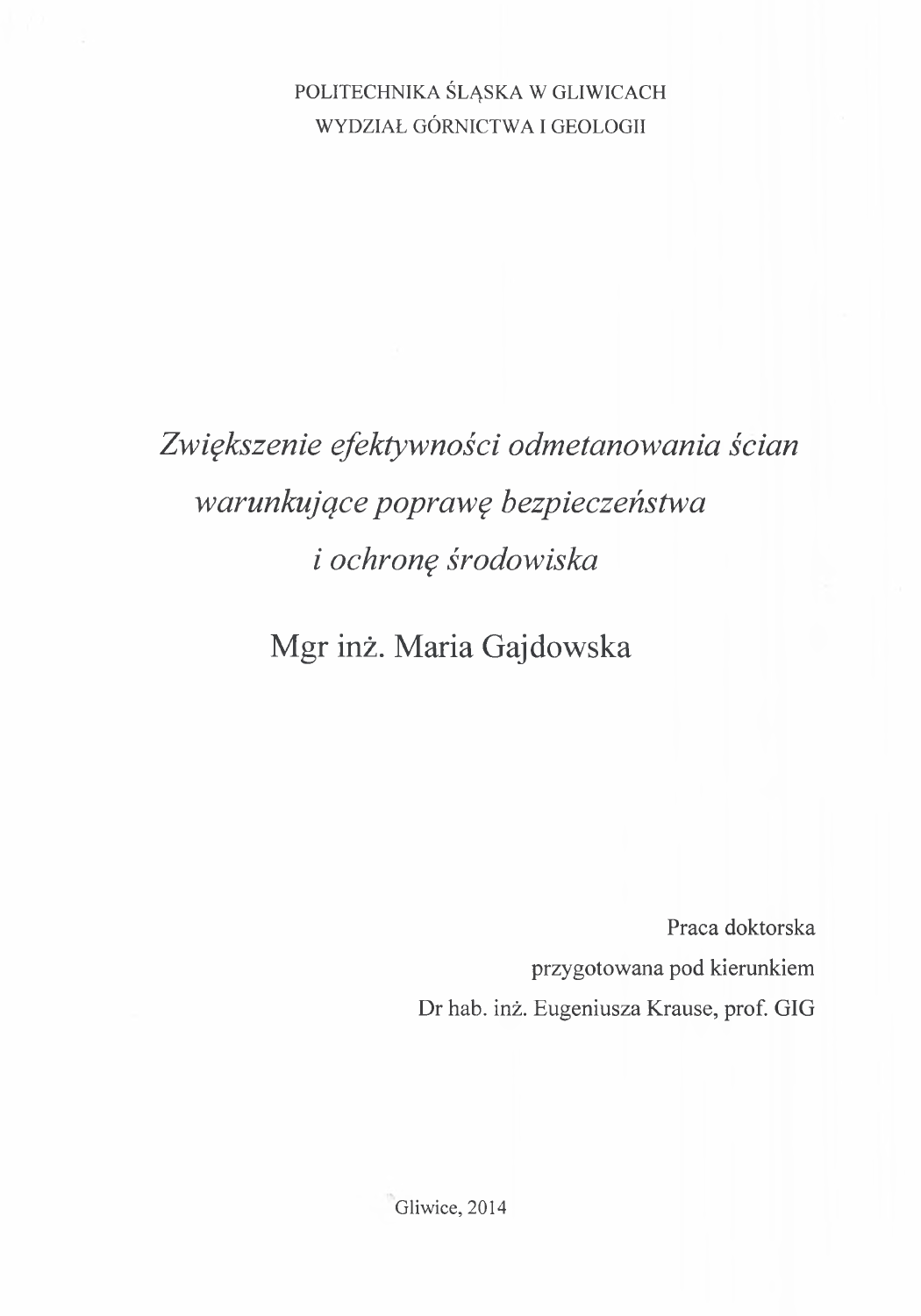POLITECHNIKA ŚLĄSKA W GLIWICACH

WYDZIAŁ GÓRNICTWA I GEOLOGII

# *Zwiększenie efektywności odmetanowania ścian warunkujące poprawę bezpieczeństwa i ochronę środowiska*

## Mgr inż. Maria Gajdowska

Praca doktorska

przygotowana pod kierunkiem

Dr hab. inż. Eugeniusza Krause, prof. GIG

Gliwice, 2014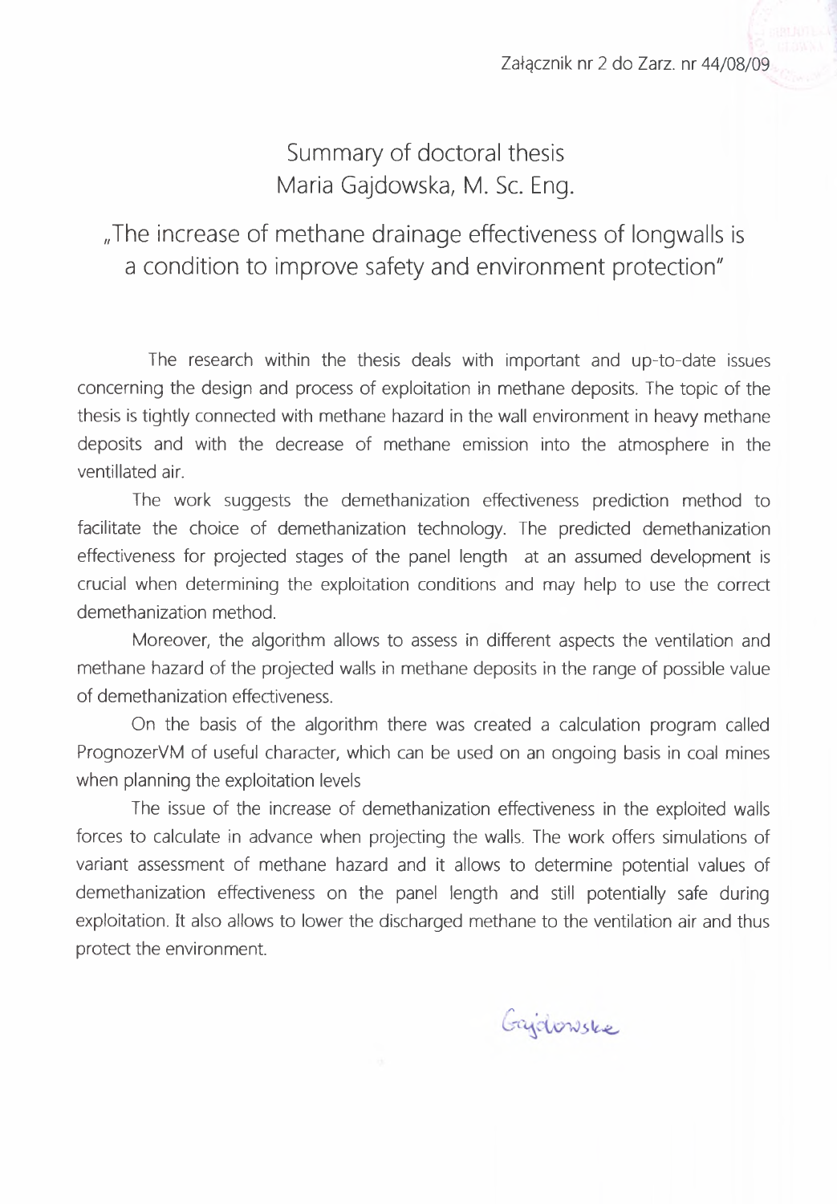Załącznik nr 2 do Zarz. nr 44/08/09

# Summary of doctoral thesis
# Maria Gajdowska, M. Sc. Eng.

## „The increase of methane drainage effectiveness of longwalls is a condition to improve safety and environment protection"

The research within the thesis deals with important and up-to-date issues concerning the design and process of exploitation in methane deposits. The topic of the thesis is tightly connected with methane hazard in the wall environment in heavy methane deposits and with the decrease of methane emission into the atmosphere in the ventillated air.

The work suggests the demethanization effectiveness prediction method to facilitate the choice of demethanization technology. The predicted demethanization effectiveness for projected stages of the panel length at an assumed development is crucial when determining the exploitation conditions and may help to use the correct demethanization method.

Moreover, the algorithm allows to assess in different aspects the ventilation and methane hazard of the projected walls in methane deposits in the range of possible value of demethanization effectiveness.

On the basis of the algorithm there was created a calculation program called PrognozerVM of useful character, which can be used on an ongoing basis in coal mines when planning the exploitation levels

The issue of the increase of demethanization effectiveness in the exploited walls forces to calculate in advance when projecting the walls. The work offers simulations of variant assessment of methane hazard and it allows to determine potential values of demethanization effectiveness on the panel length and still potentially safe during exploitation. It also allows to lower the discharged methane to the ventilation air and thus protect the environment.

Gajdowska